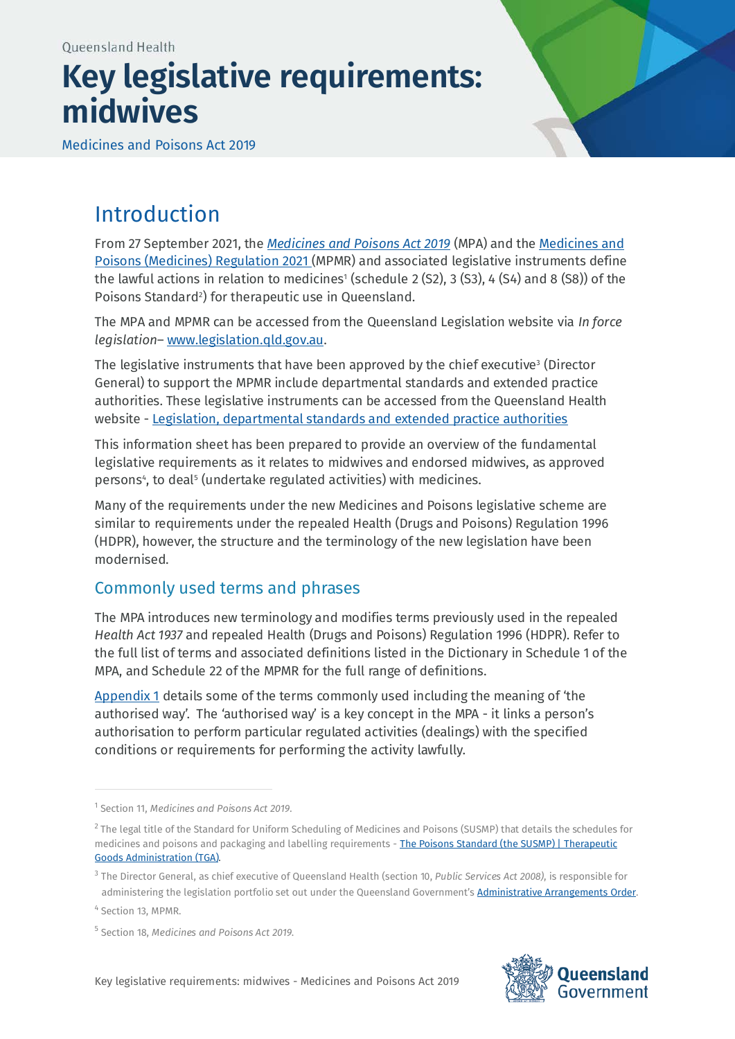Queensland Health

# Key legislative requirements: midwives

Medicines and Poisons Act 2019

## Introduction

From 27 September 2021, the *Medicines and Poisons Act 2019* (MPA) and the Medicines and Poisons (Medicines) Regulation 2021 (MPMR) and associated legislative instruments define the lawful actions in relation to medicines[1] (schedule 2 (S2), 3 (S3), 4 (S4) and 8 (S8)) of the Poisons Standard[2]) for therapeutic use in Queensland.

The MPA and MPMR can be accessed from the Queensland Legislation website via *In force legislation*– www.legislation.qld.gov.au.

The legislative instruments that have been approved by the chief executive[3] (Director General) to support the MPMR include departmental standards and extended practice authorities. These legislative instruments can be accessed from the Queensland Health website - Legislation, departmental standards and extended practice authorities

This information sheet has been prepared to provide an overview of the fundamental legislative requirements as it relates to midwives and endorsed midwives, as approved persons[4], to deal[5] (undertake regulated activities) with medicines.

Many of the requirements under the new Medicines and Poisons legislative scheme are similar to requirements under the repealed Health (Drugs and Poisons) Regulation 1996 (HDPR), however, the structure and the terminology of the new legislation have been modernised.

### Commonly used terms and phrases

The MPA introduces new terminology and modifies terms previously used in the repealed *Health Act 1937* and repealed Health (Drugs and Poisons) Regulation 1996 (HDPR). Refer to the full list of terms and associated definitions listed in the Dictionary in Schedule 1 of the MPA, and Schedule 22 of the MPMR for the full range of definitions.

Appendix 1 details some of the terms commonly used including the meaning of 'the authorised way'. The 'authorised way' is a key concept in the MPA - it links a person's authorisation to perform particular regulated activities (dealings) with the specified conditions or requirements for performing the activity lawfully.

---

[1] Section 11, *Medicines and Poisons Act 2019*.

[2] The legal title of the Standard for Uniform Scheduling of Medicines and Poisons (SUSMP) that details the schedules for medicines and poisons and packaging and labelling requirements - The Poisons Standard (the SUSMP) | Therapeutic Goods Administration (TGA).

[3] The Director General, as chief executive of Queensland Health (section 10, *Public Services Act 2008)*, is responsible for administering the legislation portfolio set out under the Queensland Government's Administrative Arrangements Order.

[4] Section 13, MPMR.

[5] Section 18, *Medicines and Poisons Act 2019*.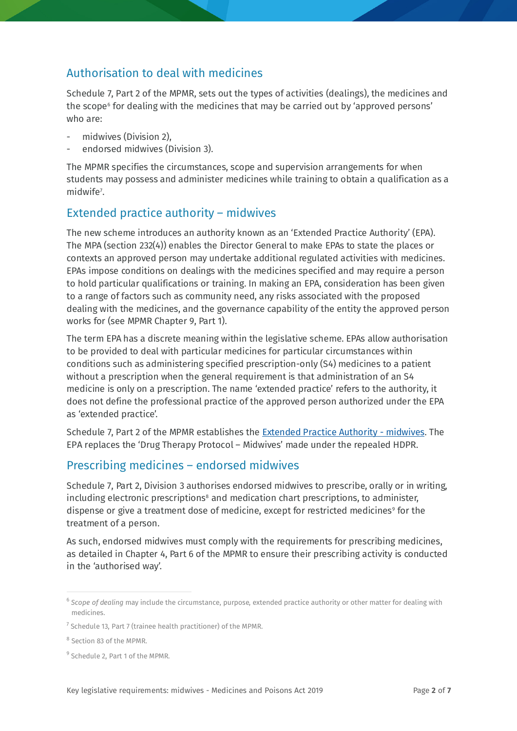## Authorisation to deal with medicines

Schedule 7, Part 2 of the MPMR, sets out the types of activities (dealings), the medicines and the scope[6] for dealing with the medicines that may be carried out by 'approved persons' who are:

- midwives (Division 2),
- endorsed midwives (Division 3).

The MPMR specifies the circumstances, scope and supervision arrangements for when students may possess and administer medicines while training to obtain a qualification as a midwife[7].

## Extended practice authority – midwives

The new scheme introduces an authority known as an 'Extended Practice Authority' (EPA). The MPA (section 232(4)) enables the Director General to make EPAs to state the places or contexts an approved person may undertake additional regulated activities with medicines. EPAs impose conditions on dealings with the medicines specified and may require a person to hold particular qualifications or training. In making an EPA, consideration has been given to a range of factors such as community need, any risks associated with the proposed dealing with the medicines, and the governance capability of the entity the approved person works for (see MPMR Chapter 9, Part 1).

The term EPA has a discrete meaning within the legislative scheme. EPAs allow authorisation to be provided to deal with particular medicines for particular circumstances within conditions such as administering specified prescription-only (S4) medicines to a patient without a prescription when the general requirement is that administration of an S4 medicine is only on a prescription. The name 'extended practice' refers to the authority, it does not define the professional practice of the approved person authorized under the EPA as 'extended practice'.

Schedule 7, Part 2 of the MPMR establishes the [Extended Practice Authority - midwives](). The EPA replaces the 'Drug Therapy Protocol – Midwives' made under the repealed HDPR.

## Prescribing medicines – endorsed midwives

Schedule 7, Part 2, Division 3 authorises endorsed midwives to prescribe, orally or in writing, including electronic prescriptions[8] and medication chart prescriptions, to administer, dispense or give a treatment dose of medicine, except for restricted medicines[9] for the treatment of a person.

As such, endorsed midwives must comply with the requirements for prescribing medicines, as detailed in Chapter 4, Part 6 of the MPMR to ensure their prescribing activity is conducted in the 'authorised way'.

---

[6] *Scope of dealing* may include the circumstance, purpose, extended practice authority or other matter for dealing with medicines.

[7] Schedule 13, Part 7 (trainee health practitioner) of the MPMR.

[8] Section 83 of the MPMR.

[9] Schedule 2, Part 1 of the MPMR.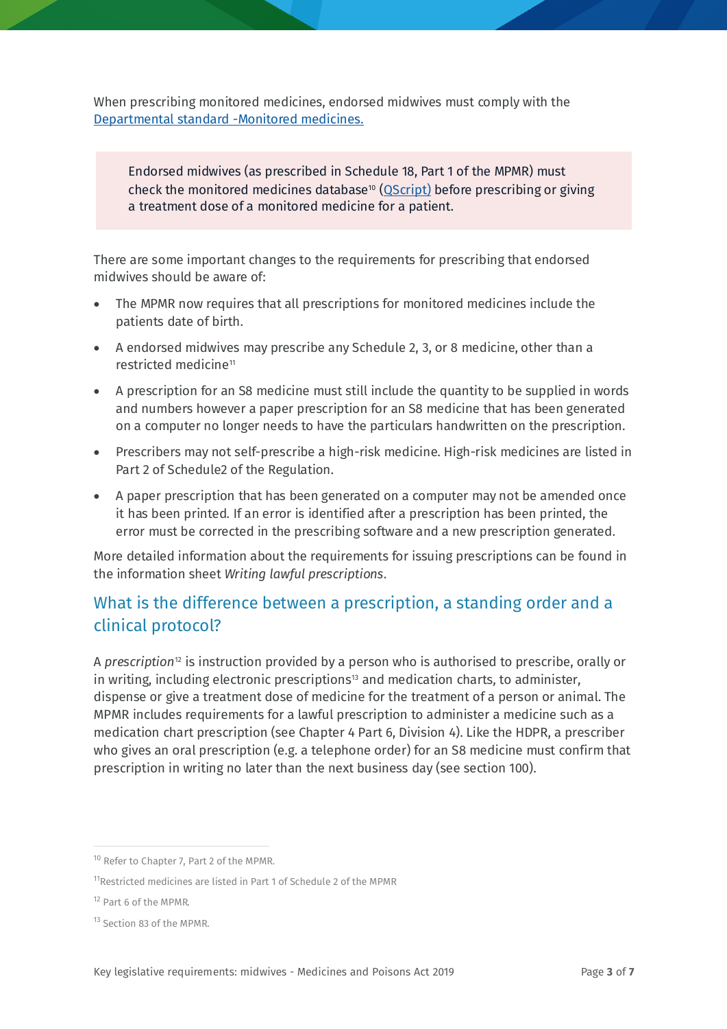When prescribing monitored medicines, endorsed midwives must comply with the [Departmental standard -Monitored medicines.](#)

> Endorsed midwives (as prescribed in Schedule 18, Part 1 of the MPMR) must check the monitored medicines database[10] ([QScript](#)) before prescribing or giving a treatment dose of a monitored medicine for a patient.

There are some important changes to the requirements for prescribing that endorsed midwives should be aware of:

- The MPMR now requires that all prescriptions for monitored medicines include the patients date of birth.
- A endorsed midwives may prescribe any Schedule 2, 3, or 8 medicine, other than a restricted medicine[11]
- A prescription for an S8 medicine must still include the quantity to be supplied in words and numbers however a paper prescription for an S8 medicine that has been generated on a computer no longer needs to have the particulars handwritten on the prescription.
- Prescribers may not self-prescribe a high-risk medicine. High-risk medicines are listed in Part 2 of Schedule2 of the Regulation.
- A paper prescription that has been generated on a computer may not be amended once it has been printed. If an error is identified after a prescription has been printed, the error must be corrected in the prescribing software and a new prescription generated.

More detailed information about the requirements for issuing prescriptions can be found in the information sheet *Writing lawful prescriptions*.

## What is the difference between a prescription, a standing order and a clinical protocol?

A *prescription*[12] is instruction provided by a person who is authorised to prescribe, orally or in writing, including electronic prescriptions[13] and medication charts, to administer, dispense or give a treatment dose of medicine for the treatment of a person or animal. The MPMR includes requirements for a lawful prescription to administer a medicine such as a medication chart prescription (see Chapter 4 Part 6, Division 4). Like the HDPR, a prescriber who gives an oral prescription (e.g. a telephone order) for an S8 medicine must confirm that prescription in writing no later than the next business day (see section 100).

---

[10] Refer to Chapter 7, Part 2 of the MPMR.

[11] Restricted medicines are listed in Part 1 of Schedule 2 of the MPMR

[12] Part 6 of the MPMR.

[13] Section 83 of the MPMR.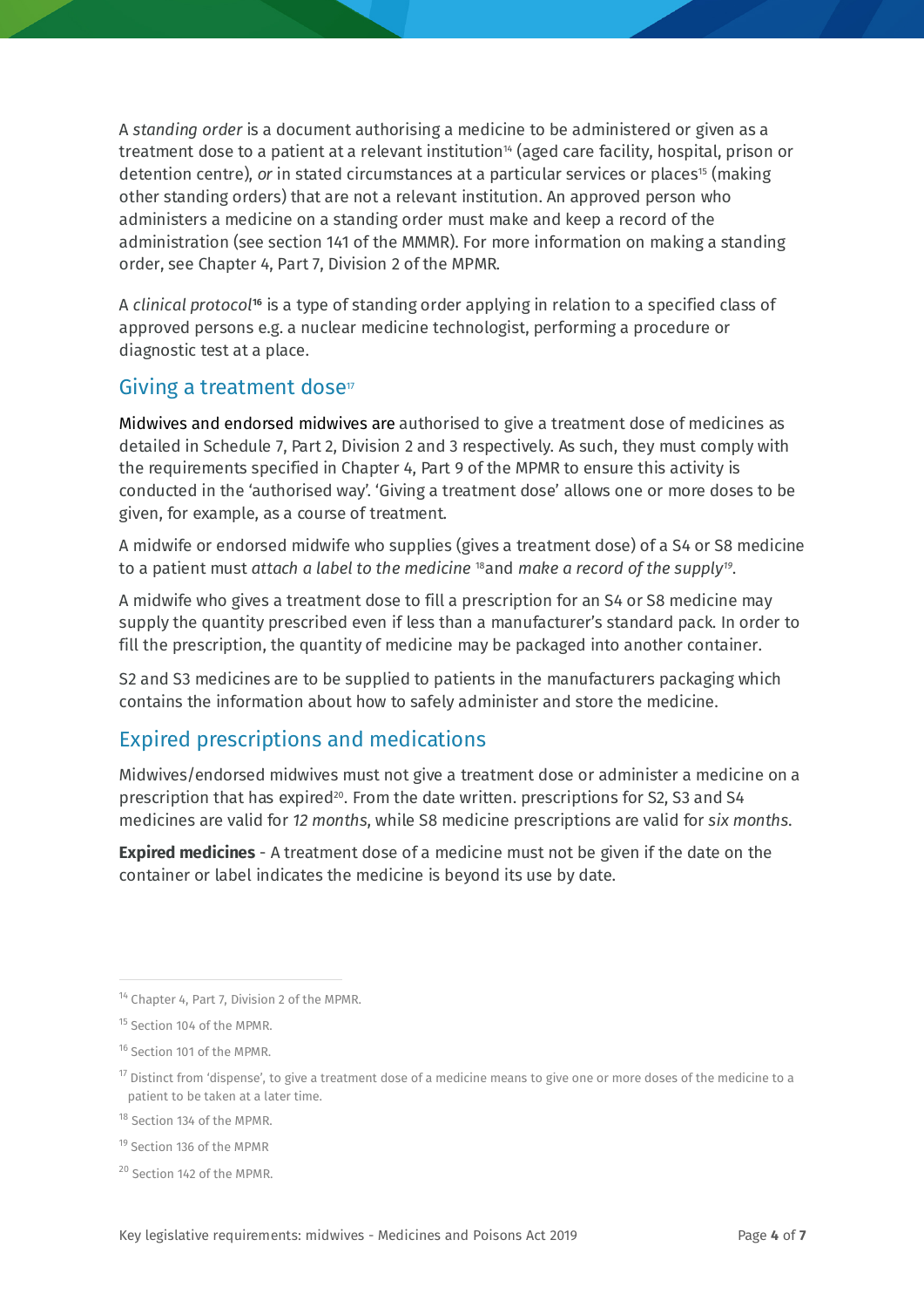A *standing order* is a document authorising a medicine to be administered or given as a treatment dose to a patient at a relevant institution[14] (aged care facility, hospital, prison or detention centre), *or* in stated circumstances at a particular services or places[15] (making other standing orders) that are not a relevant institution. An approved person who administers a medicine on a standing order must make and keep a record of the administration (see section 141 of the MMMR). For more information on making a standing order, see Chapter 4, Part 7, Division 2 of the MPMR.

A *clinical protocol*[16] is a type of standing order applying in relation to a specified class of approved persons e.g. a nuclear medicine technologist, performing a procedure or diagnostic test at a place.

## Giving a treatment dose[17]

Midwives and endorsed midwives are authorised to give a treatment dose of medicines as detailed in Schedule 7, Part 2, Division 2 and 3 respectively. As such, they must comply with the requirements specified in Chapter 4, Part 9 of the MPMR to ensure this activity is conducted in the 'authorised way'. 'Giving a treatment dose' allows one or more doses to be given, for example, as a course of treatment.

A midwife or endorsed midwife who supplies (gives a treatment dose) of a S4 or S8 medicine to a patient must *attach a label to the medicine* [18]and *make a record of the supply*[19].

A midwife who gives a treatment dose to fill a prescription for an S4 or S8 medicine may supply the quantity prescribed even if less than a manufacturer's standard pack. In order to fill the prescription, the quantity of medicine may be packaged into another container.

S2 and S3 medicines are to be supplied to patients in the manufacturers packaging which contains the information about how to safely administer and store the medicine.

## Expired prescriptions and medications

Midwives/endorsed midwives must not give a treatment dose or administer a medicine on a prescription that has expired[20]. From the date written. prescriptions for S2, S3 and S4 medicines are valid for *12 months*, while S8 medicine prescriptions are valid for *six months*.

**Expired medicines** - A treatment dose of a medicine must not be given if the date on the container or label indicates the medicine is beyond its use by date.

---

[14] Chapter 4, Part 7, Division 2 of the MPMR.

[15] Section 104 of the MPMR.

[16] Section 101 of the MPMR.

[17] Distinct from 'dispense', to give a treatment dose of a medicine means to give one or more doses of the medicine to a patient to be taken at a later time.

[18] Section 134 of the MPMR.

[19] Section 136 of the MPMR

[20] Section 142 of the MPMR.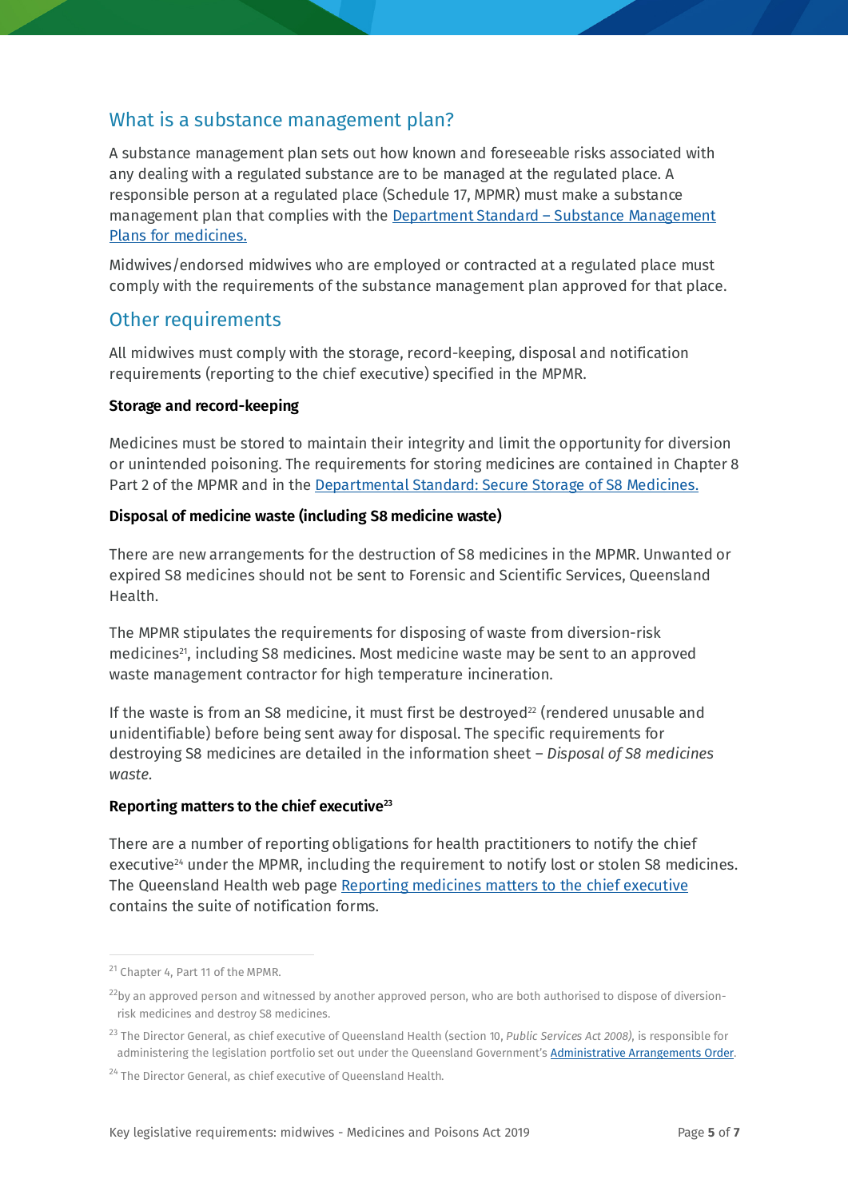## What is a substance management plan?

A substance management plan sets out how known and foreseeable risks associated with any dealing with a regulated substance are to be managed at the regulated place. A responsible person at a regulated place (Schedule 17, MPMR) must make a substance management plan that complies with the [Department Standard – Substance Management Plans for medicines.](#)

Midwives/endorsed midwives who are employed or contracted at a regulated place must comply with the requirements of the substance management plan approved for that place.

## Other requirements

All midwives must comply with the storage, record-keeping, disposal and notification requirements (reporting to the chief executive) specified in the MPMR.

**Storage and record-keeping**

Medicines must be stored to maintain their integrity and limit the opportunity for diversion or unintended poisoning. The requirements for storing medicines are contained in Chapter 8 Part 2 of the MPMR and in the [Departmental Standard: Secure Storage of S8 Medicines.](#)

**Disposal of medicine waste (including S8 medicine waste)**

There are new arrangements for the destruction of S8 medicines in the MPMR. Unwanted or expired S8 medicines should not be sent to Forensic and Scientific Services, Queensland Health.

The MPMR stipulates the requirements for disposing of waste from diversion-risk medicines[21], including S8 medicines. Most medicine waste may be sent to an approved waste management contractor for high temperature incineration.

If the waste is from an S8 medicine, it must first be destroyed[22] (rendered unusable and unidentifiable) before being sent away for disposal. The specific requirements for destroying S8 medicines are detailed in the information sheet – *Disposal of S8 medicines waste*.

**Reporting matters to the chief executive[23]**

There are a number of reporting obligations for health practitioners to notify the chief executive[24] under the MPMR, including the requirement to notify lost or stolen S8 medicines. The Queensland Health web page [Reporting medicines matters to the chief executive](#) contains the suite of notification forms.

---

[21] Chapter 4, Part 11 of the MPMR.

[22] by an approved person and witnessed by another approved person, who are both authorised to dispose of diversion-risk medicines and destroy S8 medicines.

[23] The Director General, as chief executive of Queensland Health (section 10, *Public Services Act 2008)*, is responsible for administering the legislation portfolio set out under the Queensland Government's [Administrative Arrangements Order](#).

[24] The Director General, as chief executive of Queensland Health.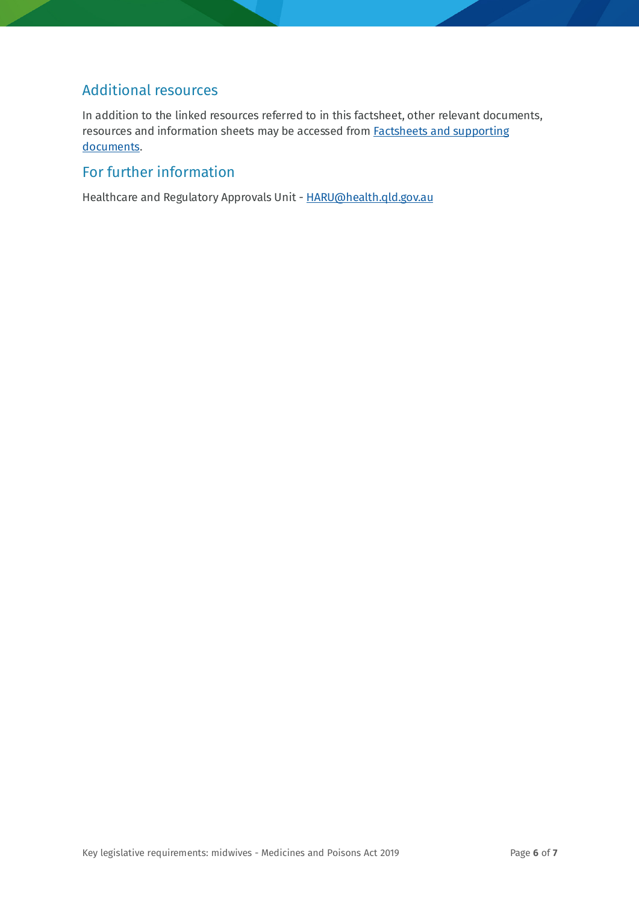## Additional resources

In addition to the linked resources referred to in this factsheet, other relevant documents, resources and information sheets may be accessed from Factsheets and supporting documents.

## For further information

Healthcare and Regulatory Approvals Unit - HARU@health.qld.gov.au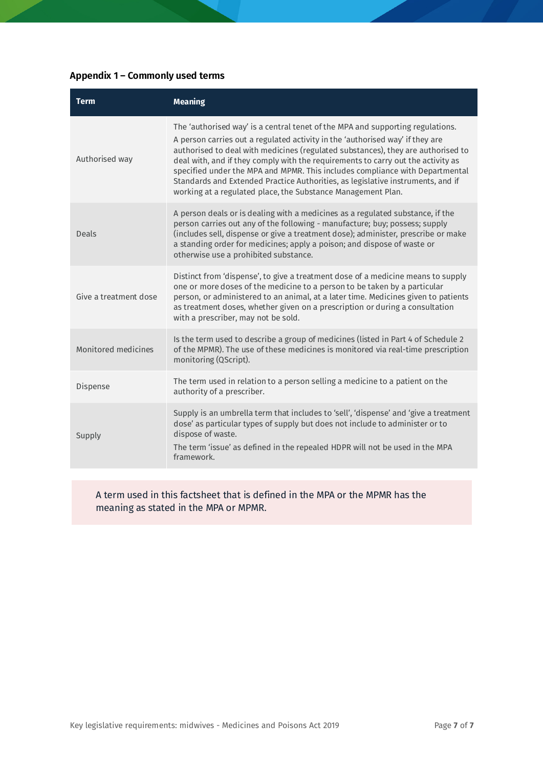## Appendix 1 – Commonly used terms

| Term | Meaning |
|---|---|
| Authorised way | The 'authorised way' is a central tenet of the MPA and supporting regulations. A person carries out a regulated activity in the 'authorised way' if they are authorised to deal with medicines (regulated substances), they are authorised to deal with, and if they comply with the requirements to carry out the activity as specified under the MPA and MPMR. This includes compliance with Departmental Standards and Extended Practice Authorities, as legislative instruments, and if working at a regulated place, the Substance Management Plan. |
| Deals | A person deals or is dealing with a medicines as a regulated substance, if the person carries out any of the following - manufacture; buy; possess; supply (includes sell, dispense or give a treatment dose); administer, prescribe or make a standing order for medicines; apply a poison; and dispose of waste or otherwise use a prohibited substance. |
| Give a treatment dose | Distinct from 'dispense', to give a treatment dose of a medicine means to supply one or more doses of the medicine to a person to be taken by a particular person, or administered to an animal, at a later time. Medicines given to patients as treatment doses, whether given on a prescription or during a consultation with a prescriber, may not be sold. |
| Monitored medicines | Is the term used to describe a group of medicines (listed in Part 4 of Schedule 2 of the MPMR). The use of these medicines is monitored via real-time prescription monitoring (QScript). |
| Dispense | The term used in relation to a person selling a medicine to a patient on the authority of a prescriber. |
| Supply | Supply is an umbrella term that includes to 'sell', 'dispense' and 'give a treatment dose' as particular types of supply but does not include to administer or to dispose of waste. The term 'issue' as defined in the repealed HDPR will not be used in the MPA framework. |

A term used in this factsheet that is defined in the MPA or the MPMR has the meaning as stated in the MPA or MPMR.